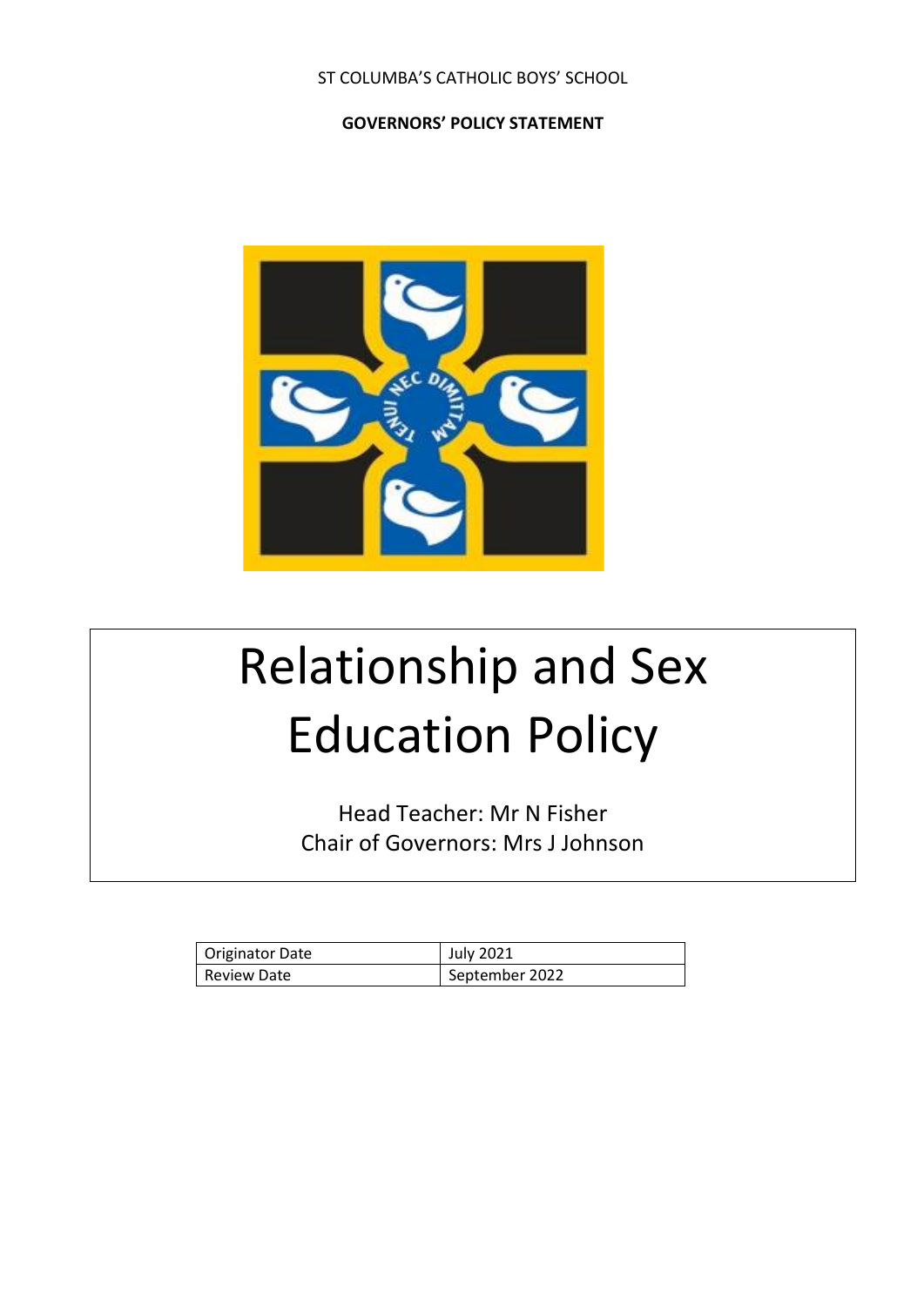ST COLUMBA'S CATHOLIC BOYS' SCHOOL

**GOVERNORS' POLICY STATEMENT**

# Relationship and Sex Education Policy

Head Teacher: Mr N Fisher
Chair of Governors: Mrs J Johnson

| | |
|---|---|
| Originator Date | July 2021 |
| Review Date | September 2022 |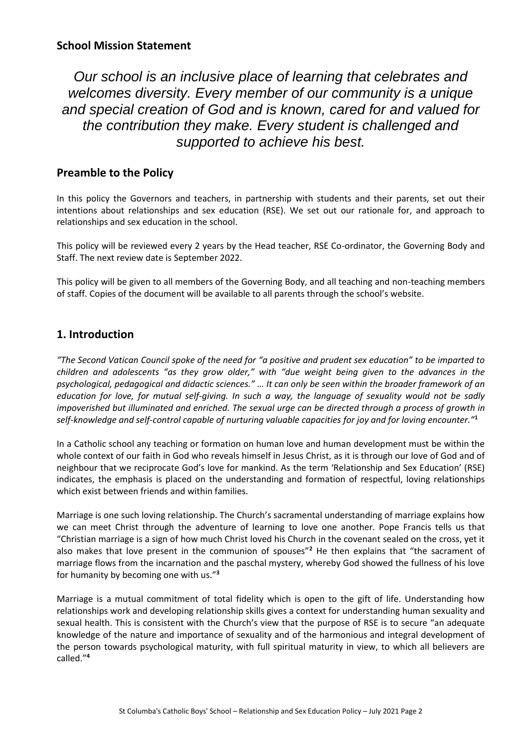## School Mission Statement

*Our school is an inclusive place of learning that celebrates and welcomes diversity. Every member of our community is a unique and special creation of God and is known, cared for and valued for the contribution they make. Every student is challenged and supported to achieve his best.*

## Preamble to the Policy

In this policy the Governors and teachers, in partnership with students and their parents, set out their intentions about relationships and sex education (RSE). We set out our rationale for, and approach to relationships and sex education in the school.

This policy will be reviewed every 2 years by the Head teacher, RSE Co-ordinator, the Governing Body and Staff. The next review date is September 2022.

This policy will be given to all members of the Governing Body, and all teaching and non-teaching members of staff. Copies of the document will be available to all parents through the school's website.

## 1. Introduction

*"The Second Vatican Council spoke of the need for "a positive and prudent sex education" to be imparted to children and adolescents "as they grow older," with "due weight being given to the advances in the psychological, pedagogical and didactic sciences." … It can only be seen within the broader framework of an education for love, for mutual self-giving. In such a way, the language of sexuality would not be sadly impoverished but illuminated and enriched. The sexual urge can be directed through a process of growth in self-knowledge and self-control capable of nurturing valuable capacities for joy and for loving encounter."*[1]

In a Catholic school any teaching or formation on human love and human development must be within the whole context of our faith in God who reveals himself in Jesus Christ, as it is through our love of God and of neighbour that we reciprocate God's love for mankind. As the term 'Relationship and Sex Education' (RSE) indicates, the emphasis is placed on the understanding and formation of respectful, loving relationships which exist between friends and within families.

Marriage is one such loving relationship. The Church's sacramental understanding of marriage explains how we can meet Christ through the adventure of learning to love one another. Pope Francis tells us that "Christian marriage is a sign of how much Christ loved his Church in the covenant sealed on the cross, yet it also makes that love present in the communion of spouses"[2] He then explains that "the sacrament of marriage flows from the incarnation and the paschal mystery, whereby God showed the fullness of his love for humanity by becoming one with us."[3]

Marriage is a mutual commitment of total fidelity which is open to the gift of life. Understanding how relationships work and developing relationship skills gives a context for understanding human sexuality and sexual health. This is consistent with the Church's view that the purpose of RSE is to secure "an adequate knowledge of the nature and importance of sexuality and of the harmonious and integral development of the person towards psychological maturity, with full spiritual maturity in view, to which all believers are called."[4]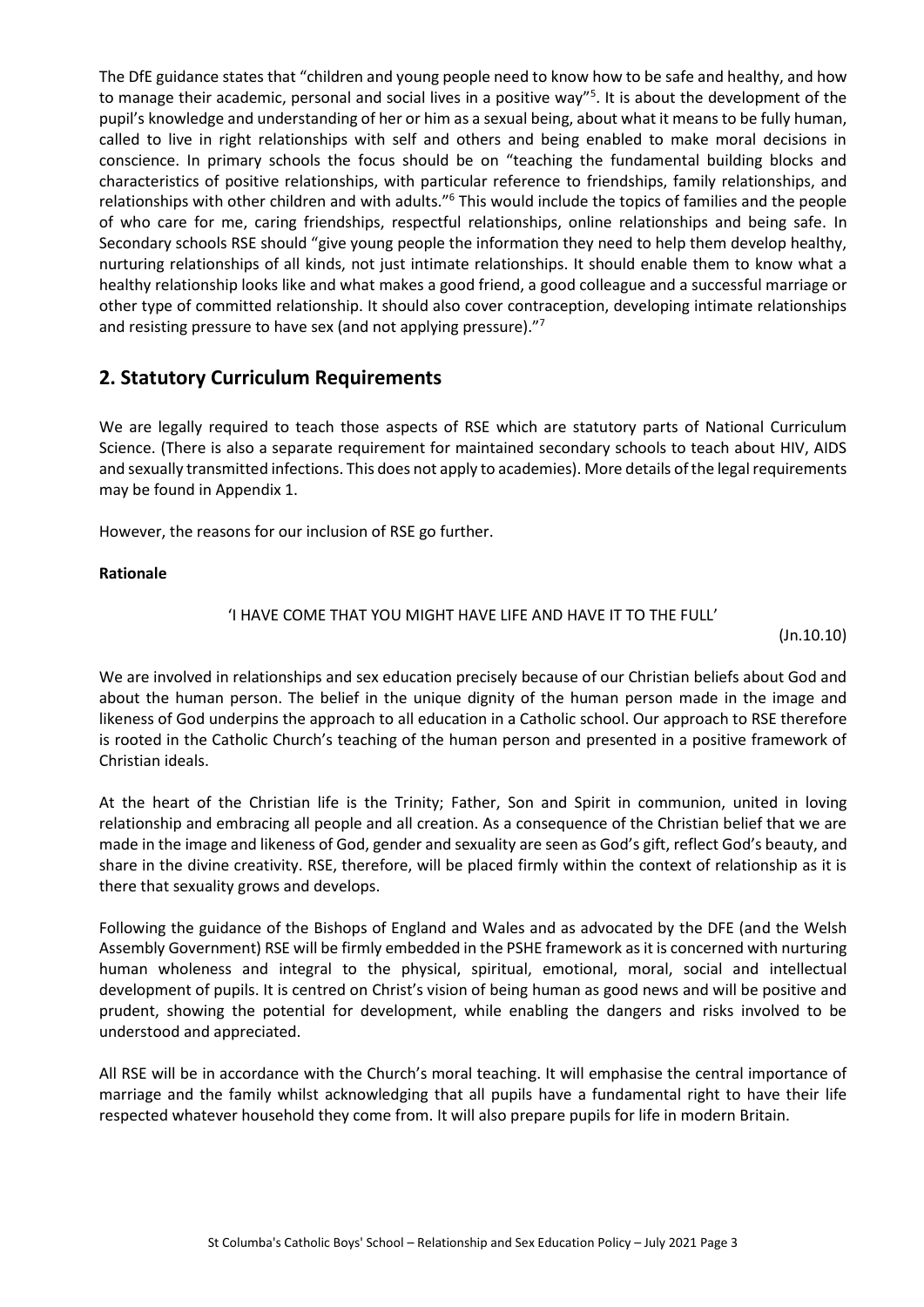The DfE guidance states that "children and young people need to know how to be safe and healthy, and how to manage their academic, personal and social lives in a positive way"[5]. It is about the development of the pupil's knowledge and understanding of her or him as a sexual being, about what it means to be fully human, called to live in right relationships with self and others and being enabled to make moral decisions in conscience. In primary schools the focus should be on "teaching the fundamental building blocks and characteristics of positive relationships, with particular reference to friendships, family relationships, and relationships with other children and with adults."[6] This would include the topics of families and the people of who care for me, caring friendships, respectful relationships, online relationships and being safe. In Secondary schools RSE should "give young people the information they need to help them develop healthy, nurturing relationships of all kinds, not just intimate relationships. It should enable them to know what a healthy relationship looks like and what makes a good friend, a good colleague and a successful marriage or other type of committed relationship. It should also cover contraception, developing intimate relationships and resisting pressure to have sex (and not applying pressure)."[7]

## 2. Statutory Curriculum Requirements

We are legally required to teach those aspects of RSE which are statutory parts of National Curriculum Science. (There is also a separate requirement for maintained secondary schools to teach about HIV, AIDS and sexually transmitted infections. This does not apply to academies). More details of the legal requirements may be found in Appendix 1.

However, the reasons for our inclusion of RSE go further.

**Rationale**

'I HAVE COME THAT YOU MIGHT HAVE LIFE AND HAVE IT TO THE FULL'

(Jn.10.10)

We are involved in relationships and sex education precisely because of our Christian beliefs about God and about the human person. The belief in the unique dignity of the human person made in the image and likeness of God underpins the approach to all education in a Catholic school. Our approach to RSE therefore is rooted in the Catholic Church's teaching of the human person and presented in a positive framework of Christian ideals.

At the heart of the Christian life is the Trinity; Father, Son and Spirit in communion, united in loving relationship and embracing all people and all creation. As a consequence of the Christian belief that we are made in the image and likeness of God, gender and sexuality are seen as God's gift, reflect God's beauty, and share in the divine creativity. RSE, therefore, will be placed firmly within the context of relationship as it is there that sexuality grows and develops.

Following the guidance of the Bishops of England and Wales and as advocated by the DFE (and the Welsh Assembly Government) RSE will be firmly embedded in the PSHE framework as it is concerned with nurturing human wholeness and integral to the physical, spiritual, emotional, moral, social and intellectual development of pupils. It is centred on Christ's vision of being human as good news and will be positive and prudent, showing the potential for development, while enabling the dangers and risks involved to be understood and appreciated.

All RSE will be in accordance with the Church's moral teaching. It will emphasise the central importance of marriage and the family whilst acknowledging that all pupils have a fundamental right to have their life respected whatever household they come from. It will also prepare pupils for life in modern Britain.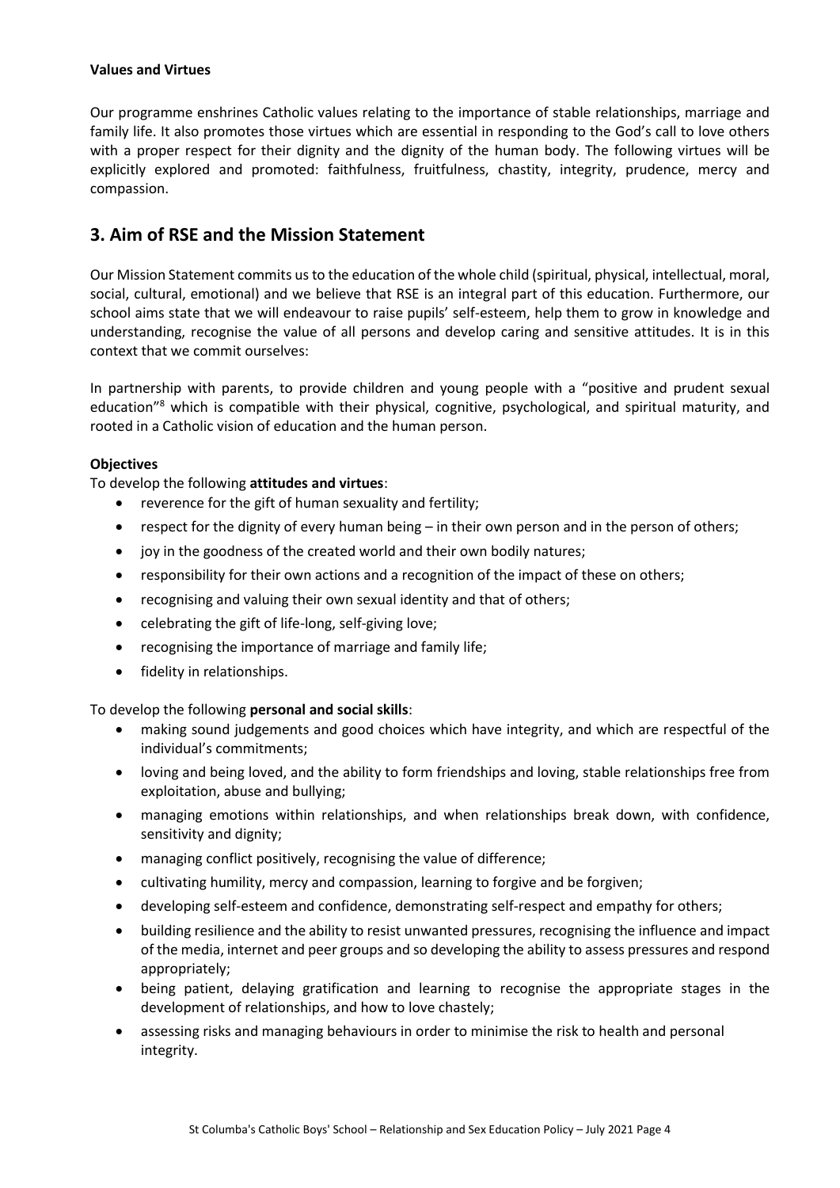**Values and Virtues**

Our programme enshrines Catholic values relating to the importance of stable relationships, marriage and family life. It also promotes those virtues which are essential in responding to the God's call to love others with a proper respect for their dignity and the dignity of the human body. The following virtues will be explicitly explored and promoted: faithfulness, fruitfulness, chastity, integrity, prudence, mercy and compassion.

## 3. Aim of RSE and the Mission Statement

Our Mission Statement commits us to the education of the whole child (spiritual, physical, intellectual, moral, social, cultural, emotional) and we believe that RSE is an integral part of this education. Furthermore, our school aims state that we will endeavour to raise pupils' self-esteem, help them to grow in knowledge and understanding, recognise the value of all persons and develop caring and sensitive attitudes. It is in this context that we commit ourselves:

In partnership with parents, to provide children and young people with a "positive and prudent sexual education"[8] which is compatible with their physical, cognitive, psychological, and spiritual maturity, and rooted in a Catholic vision of education and the human person.

**Objectives**

To develop the following **attitudes and virtues**:

- reverence for the gift of human sexuality and fertility;
- respect for the dignity of every human being – in their own person and in the person of others;
- joy in the goodness of the created world and their own bodily natures;
- responsibility for their own actions and a recognition of the impact of these on others;
- recognising and valuing their own sexual identity and that of others;
- celebrating the gift of life-long, self-giving love;
- recognising the importance of marriage and family life;
- fidelity in relationships.

To develop the following **personal and social skills**:

- making sound judgements and good choices which have integrity, and which are respectful of the individual's commitments;
- loving and being loved, and the ability to form friendships and loving, stable relationships free from exploitation, abuse and bullying;
- managing emotions within relationships, and when relationships break down, with confidence, sensitivity and dignity;
- managing conflict positively, recognising the value of difference;
- cultivating humility, mercy and compassion, learning to forgive and be forgiven;
- developing self-esteem and confidence, demonstrating self-respect and empathy for others;
- building resilience and the ability to resist unwanted pressures, recognising the influence and impact of the media, internet and peer groups and so developing the ability to assess pressures and respond appropriately;
- being patient, delaying gratification and learning to recognise the appropriate stages in the development of relationships, and how to love chastely;
- assessing risks and managing behaviours in order to minimise the risk to health and personal integrity.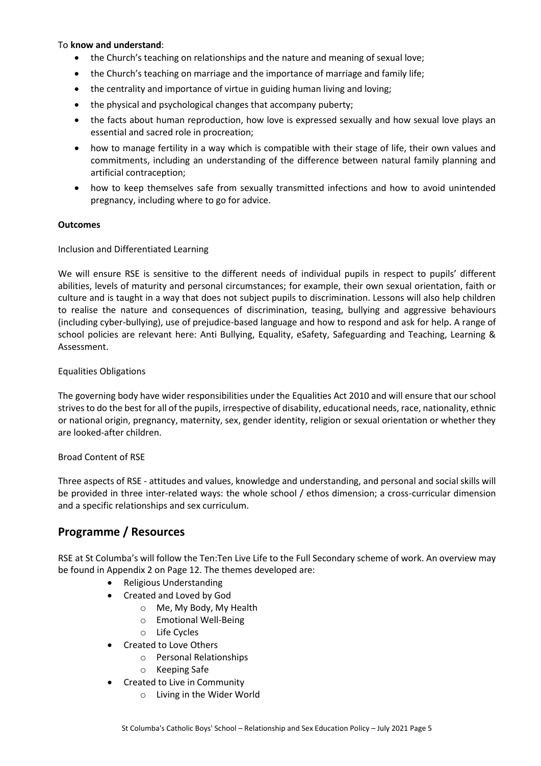To **know and understand**:

- the Church's teaching on relationships and the nature and meaning of sexual love;
- the Church's teaching on marriage and the importance of marriage and family life;
- the centrality and importance of virtue in guiding human living and loving;
- the physical and psychological changes that accompany puberty;
- the facts about human reproduction, how love is expressed sexually and how sexual love plays an essential and sacred role in procreation;
- how to manage fertility in a way which is compatible with their stage of life, their own values and commitments, including an understanding of the difference between natural family planning and artificial contraception;
- how to keep themselves safe from sexually transmitted infections and how to avoid unintended pregnancy, including where to go for advice.

**Outcomes**

Inclusion and Differentiated Learning

We will ensure RSE is sensitive to the different needs of individual pupils in respect to pupils' different abilities, levels of maturity and personal circumstances; for example, their own sexual orientation, faith or culture and is taught in a way that does not subject pupils to discrimination. Lessons will also help children to realise the nature and consequences of discrimination, teasing, bullying and aggressive behaviours (including cyber-bullying), use of prejudice-based language and how to respond and ask for help. A range of school policies are relevant here: Anti Bullying, Equality, eSafety, Safeguarding and Teaching, Learning & Assessment.

Equalities Obligations

The governing body have wider responsibilities under the Equalities Act 2010 and will ensure that our school strives to do the best for all of the pupils, irrespective of disability, educational needs, race, nationality, ethnic or national origin, pregnancy, maternity, sex, gender identity, religion or sexual orientation or whether they are looked-after children.

Broad Content of RSE

Three aspects of RSE - attitudes and values, knowledge and understanding, and personal and social skills will be provided in three inter-related ways: the whole school / ethos dimension; a cross-curricular dimension and a specific relationships and sex curriculum.

## Programme / Resources

RSE at St Columba's will follow the Ten:Ten Live Life to the Full Secondary scheme of work. An overview may be found in Appendix 2 on Page 12. The themes developed are:

- Religious Understanding
- Created and Loved by God
  - Me, My Body, My Health
  - Emotional Well-Being
  - Life Cycles
- Created to Love Others
  - Personal Relationships
  - Keeping Safe
- Created to Live in Community
  - Living in the Wider World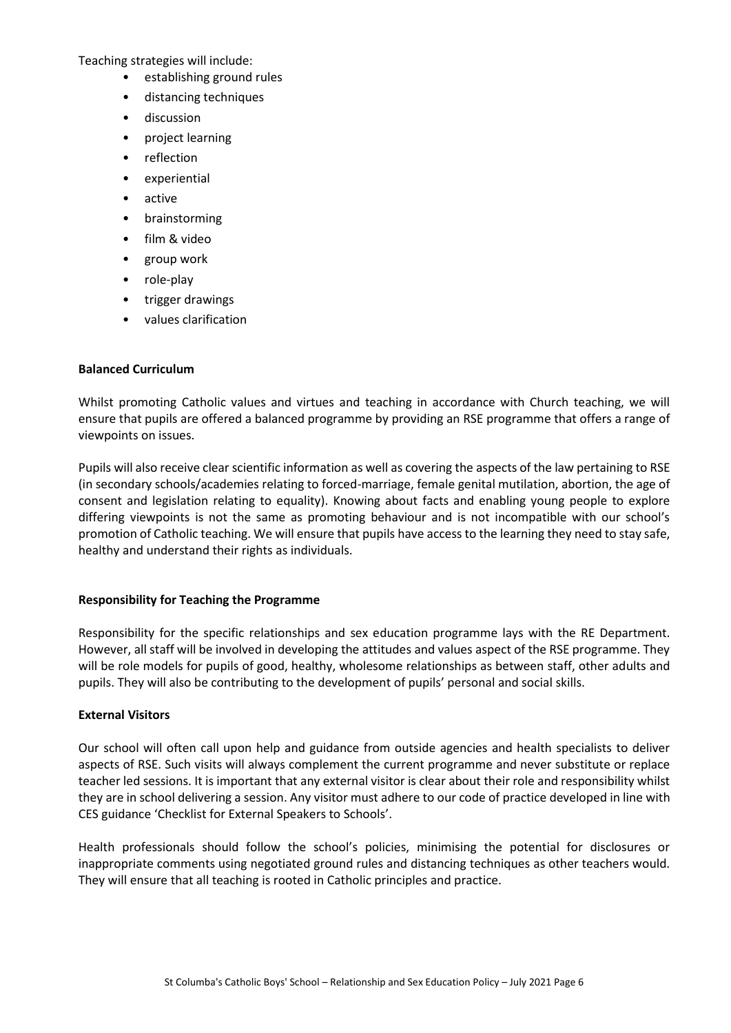Teaching strategies will include:

- establishing ground rules
- distancing techniques
- discussion
- project learning
- reflection
- experiential
- active
- brainstorming
- film & video
- group work
- role-play
- trigger drawings
- values clarification

**Balanced Curriculum**

Whilst promoting Catholic values and virtues and teaching in accordance with Church teaching, we will ensure that pupils are offered a balanced programme by providing an RSE programme that offers a range of viewpoints on issues.

Pupils will also receive clear scientific information as well as covering the aspects of the law pertaining to RSE (in secondary schools/academies relating to forced-marriage, female genital mutilation, abortion, the age of consent and legislation relating to equality). Knowing about facts and enabling young people to explore differing viewpoints is not the same as promoting behaviour and is not incompatible with our school's promotion of Catholic teaching. We will ensure that pupils have access to the learning they need to stay safe, healthy and understand their rights as individuals.

**Responsibility for Teaching the Programme**

Responsibility for the specific relationships and sex education programme lays with the RE Department. However, all staff will be involved in developing the attitudes and values aspect of the RSE programme. They will be role models for pupils of good, healthy, wholesome relationships as between staff, other adults and pupils. They will also be contributing to the development of pupils' personal and social skills.

**External Visitors**

Our school will often call upon help and guidance from outside agencies and health specialists to deliver aspects of RSE. Such visits will always complement the current programme and never substitute or replace teacher led sessions. It is important that any external visitor is clear about their role and responsibility whilst they are in school delivering a session. Any visitor must adhere to our code of practice developed in line with CES guidance 'Checklist for External Speakers to Schools'.

Health professionals should follow the school's policies, minimising the potential for disclosures or inappropriate comments using negotiated ground rules and distancing techniques as other teachers would. They will ensure that all teaching is rooted in Catholic principles and practice.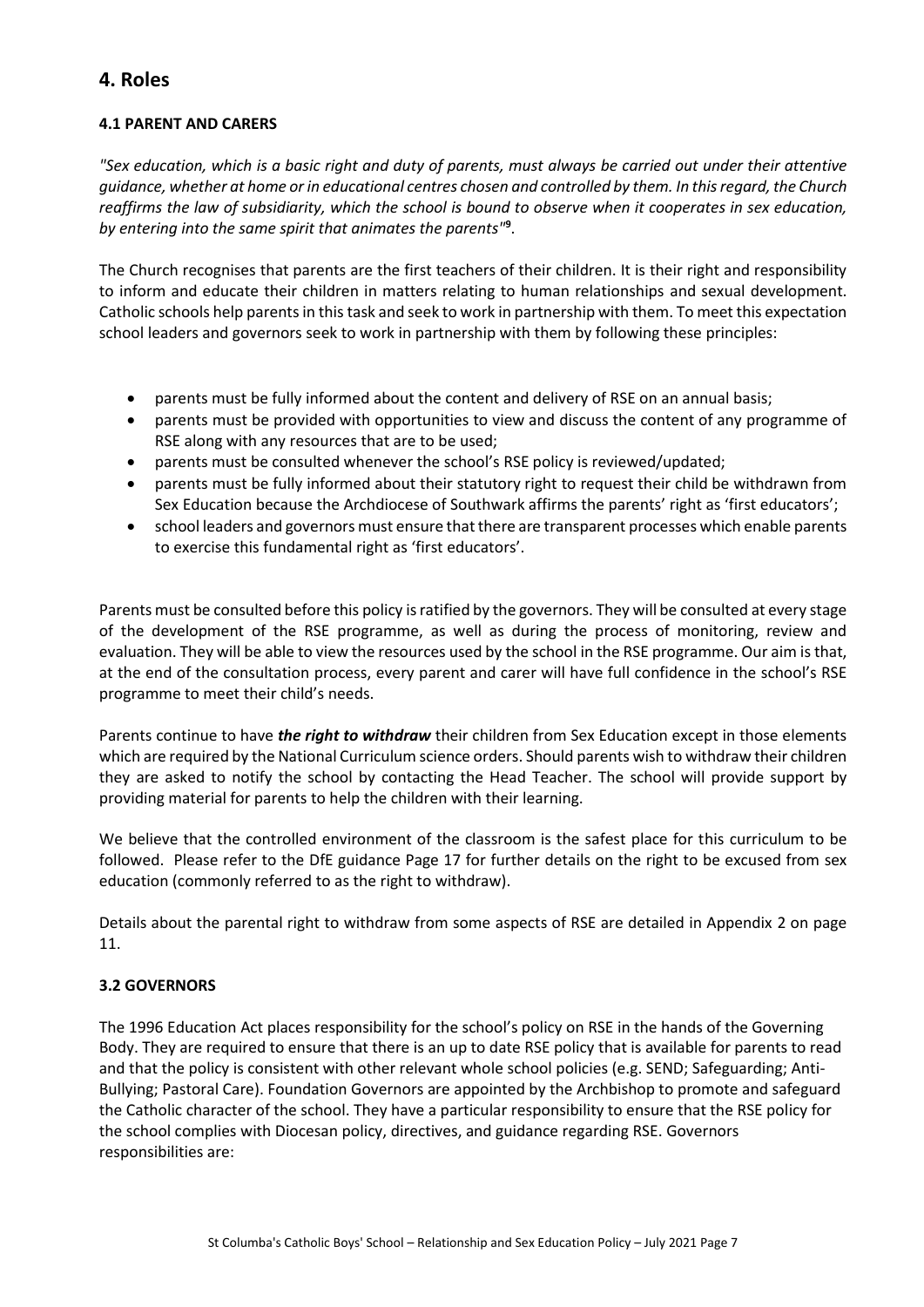## 4. Roles

### 4.1 PARENT AND CARERS

*"Sex education, which is a basic right and duty of parents, must always be carried out under their attentive guidance, whether at home or in educational centres chosen and controlled by them. In this regard, the Church reaffirms the law of subsidiarity, which the school is bound to observe when it cooperates in sex education, by entering into the same spirit that animates the parents"*[9].

The Church recognises that parents are the first teachers of their children. It is their right and responsibility to inform and educate their children in matters relating to human relationships and sexual development. Catholic schools help parents in this task and seek to work in partnership with them. To meet this expectation school leaders and governors seek to work in partnership with them by following these principles:

- parents must be fully informed about the content and delivery of RSE on an annual basis;
- parents must be provided with opportunities to view and discuss the content of any programme of RSE along with any resources that are to be used;
- parents must be consulted whenever the school's RSE policy is reviewed/updated;
- parents must be fully informed about their statutory right to request their child be withdrawn from Sex Education because the Archdiocese of Southwark affirms the parents' right as 'first educators';
- school leaders and governors must ensure that there are transparent processes which enable parents to exercise this fundamental right as 'first educators'.

Parents must be consulted before this policy is ratified by the governors. They will be consulted at every stage of the development of the RSE programme, as well as during the process of monitoring, review and evaluation. They will be able to view the resources used by the school in the RSE programme. Our aim is that, at the end of the consultation process, every parent and carer will have full confidence in the school's RSE programme to meet their child's needs.

Parents continue to have ***the right to withdraw*** their children from Sex Education except in those elements which are required by the National Curriculum science orders. Should parents wish to withdraw their children they are asked to notify the school by contacting the Head Teacher. The school will provide support by providing material for parents to help the children with their learning.

We believe that the controlled environment of the classroom is the safest place for this curriculum to be followed. Please refer to the DfE guidance Page 17 for further details on the right to be excused from sex education (commonly referred to as the right to withdraw).

Details about the parental right to withdraw from some aspects of RSE are detailed in Appendix 2 on page 11.

### 3.2 GOVERNORS

The 1996 Education Act places responsibility for the school's policy on RSE in the hands of the Governing Body. They are required to ensure that there is an up to date RSE policy that is available for parents to read and that the policy is consistent with other relevant whole school policies (e.g. SEND; Safeguarding; Anti-Bullying; Pastoral Care). Foundation Governors are appointed by the Archbishop to promote and safeguard the Catholic character of the school. They have a particular responsibility to ensure that the RSE policy for the school complies with Diocesan policy, directives, and guidance regarding RSE. Governors responsibilities are: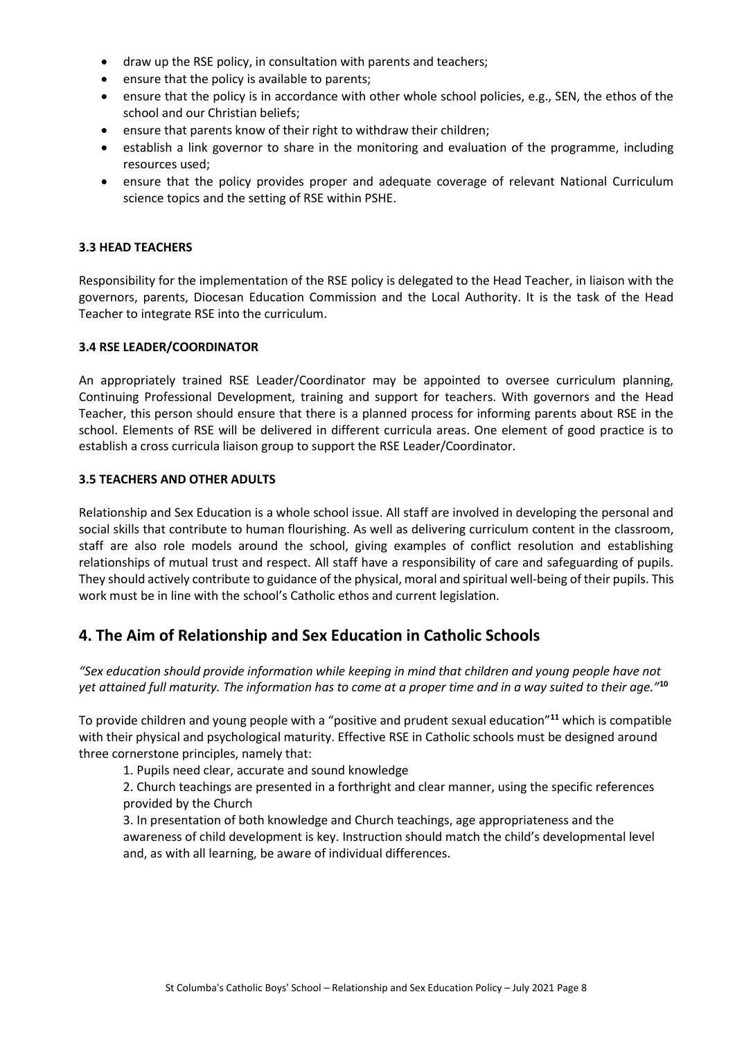- draw up the RSE policy, in consultation with parents and teachers;
- ensure that the policy is available to parents;
- ensure that the policy is in accordance with other whole school policies, e.g., SEN, the ethos of the school and our Christian beliefs;
- ensure that parents know of their right to withdraw their children;
- establish a link governor to share in the monitoring and evaluation of the programme, including resources used;
- ensure that the policy provides proper and adequate coverage of relevant National Curriculum science topics and the setting of RSE within PSHE.

### 3.3 HEAD TEACHERS

Responsibility for the implementation of the RSE policy is delegated to the Head Teacher, in liaison with the governors, parents, Diocesan Education Commission and the Local Authority. It is the task of the Head Teacher to integrate RSE into the curriculum.

### 3.4 RSE LEADER/COORDINATOR

An appropriately trained RSE Leader/Coordinator may be appointed to oversee curriculum planning, Continuing Professional Development, training and support for teachers. With governors and the Head Teacher, this person should ensure that there is a planned process for informing parents about RSE in the school. Elements of RSE will be delivered in different curricula areas. One element of good practice is to establish a cross curricula liaison group to support the RSE Leader/Coordinator.

### 3.5 TEACHERS AND OTHER ADULTS

Relationship and Sex Education is a whole school issue. All staff are involved in developing the personal and social skills that contribute to human flourishing. As well as delivering curriculum content in the classroom, staff are also role models around the school, giving examples of conflict resolution and establishing relationships of mutual trust and respect. All staff have a responsibility of care and safeguarding of pupils. They should actively contribute to guidance of the physical, moral and spiritual well-being of their pupils. This work must be in line with the school's Catholic ethos and current legislation.

## 4. The Aim of Relationship and Sex Education in Catholic Schools

*"Sex education should provide information while keeping in mind that children and young people have not yet attained full maturity. The information has to come at a proper time and in a way suited to their age."*[10]

To provide children and young people with a "positive and prudent sexual education"[11] which is compatible with their physical and psychological maturity. Effective RSE in Catholic schools must be designed around three cornerstone principles, namely that:

1. Pupils need clear, accurate and sound knowledge
2. Church teachings are presented in a forthright and clear manner, using the specific references provided by the Church
3. In presentation of both knowledge and Church teachings, age appropriateness and the awareness of child development is key. Instruction should match the child's developmental level and, as with all learning, be aware of individual differences.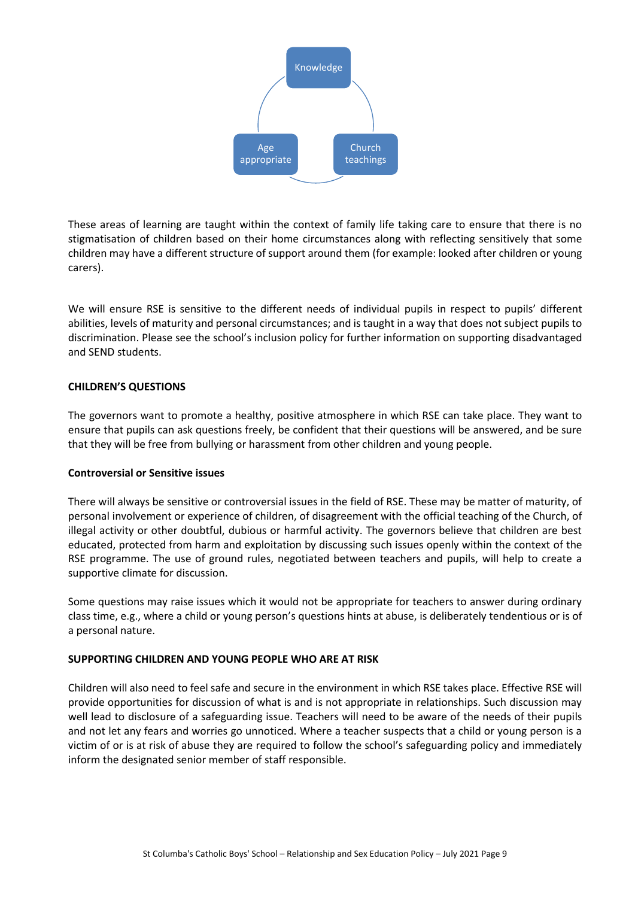Knowledge

Age appropriate

Church teachings

These areas of learning are taught within the context of family life taking care to ensure that there is no stigmatisation of children based on their home circumstances along with reflecting sensitively that some children may have a different structure of support around them (for example: looked after children or young carers).

We will ensure RSE is sensitive to the different needs of individual pupils in respect to pupils' different abilities, levels of maturity and personal circumstances; and is taught in a way that does not subject pupils to discrimination. Please see the school's inclusion policy for further information on supporting disadvantaged and SEND students.

**CHILDREN'S QUESTIONS**

The governors want to promote a healthy, positive atmosphere in which RSE can take place. They want to ensure that pupils can ask questions freely, be confident that their questions will be answered, and be sure that they will be free from bullying or harassment from other children and young people.

**Controversial or Sensitive issues**

There will always be sensitive or controversial issues in the field of RSE. These may be matter of maturity, of personal involvement or experience of children, of disagreement with the official teaching of the Church, of illegal activity or other doubtful, dubious or harmful activity. The governors believe that children are best educated, protected from harm and exploitation by discussing such issues openly within the context of the RSE programme. The use of ground rules, negotiated between teachers and pupils, will help to create a supportive climate for discussion.

Some questions may raise issues which it would not be appropriate for teachers to answer during ordinary class time, e.g., where a child or young person's questions hints at abuse, is deliberately tendentious or is of a personal nature.

**SUPPORTING CHILDREN AND YOUNG PEOPLE WHO ARE AT RISK**

Children will also need to feel safe and secure in the environment in which RSE takes place. Effective RSE will provide opportunities for discussion of what is and is not appropriate in relationships. Such discussion may well lead to disclosure of a safeguarding issue. Teachers will need to be aware of the needs of their pupils and not let any fears and worries go unnoticed. Where a teacher suspects that a child or young person is a victim of or is at risk of abuse they are required to follow the school's safeguarding policy and immediately inform the designated senior member of staff responsible.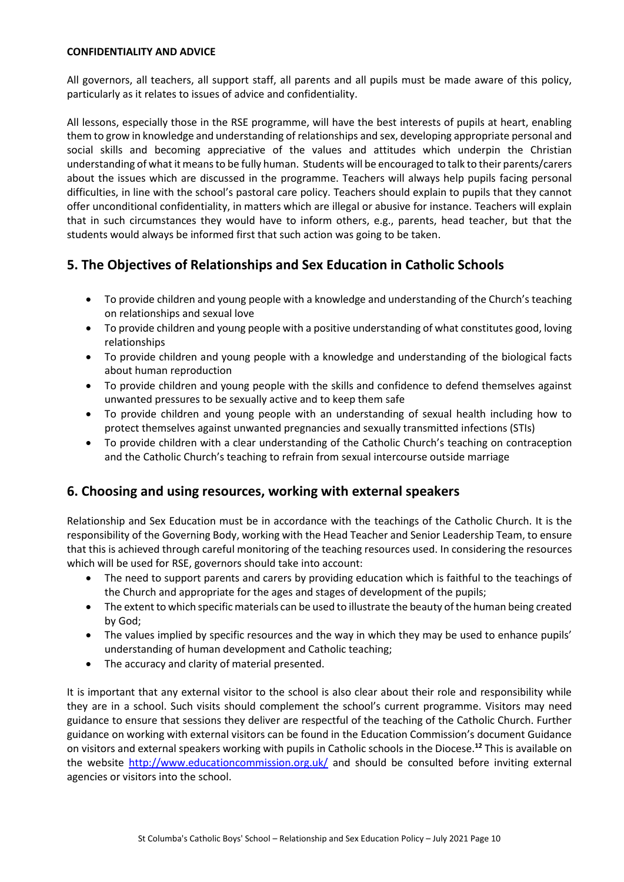**CONFIDENTIALITY AND ADVICE**

All governors, all teachers, all support staff, all parents and all pupils must be made aware of this policy, particularly as it relates to issues of advice and confidentiality.

All lessons, especially those in the RSE programme, will have the best interests of pupils at heart, enabling them to grow in knowledge and understanding of relationships and sex, developing appropriate personal and social skills and becoming appreciative of the values and attitudes which underpin the Christian understanding of what it means to be fully human. Students will be encouraged to talk to their parents/carers about the issues which are discussed in the programme. Teachers will always help pupils facing personal difficulties, in line with the school's pastoral care policy. Teachers should explain to pupils that they cannot offer unconditional confidentiality, in matters which are illegal or abusive for instance. Teachers will explain that in such circumstances they would have to inform others, e.g., parents, head teacher, but that the students would always be informed first that such action was going to be taken.

## 5. The Objectives of Relationships and Sex Education in Catholic Schools

- To provide children and young people with a knowledge and understanding of the Church's teaching on relationships and sexual love
- To provide children and young people with a positive understanding of what constitutes good, loving relationships
- To provide children and young people with a knowledge and understanding of the biological facts about human reproduction
- To provide children and young people with the skills and confidence to defend themselves against unwanted pressures to be sexually active and to keep them safe
- To provide children and young people with an understanding of sexual health including how to protect themselves against unwanted pregnancies and sexually transmitted infections (STIs)
- To provide children with a clear understanding of the Catholic Church's teaching on contraception and the Catholic Church's teaching to refrain from sexual intercourse outside marriage

## 6. Choosing and using resources, working with external speakers

Relationship and Sex Education must be in accordance with the teachings of the Catholic Church. It is the responsibility of the Governing Body, working with the Head Teacher and Senior Leadership Team, to ensure that this is achieved through careful monitoring of the teaching resources used. In considering the resources which will be used for RSE, governors should take into account:

- The need to support parents and carers by providing education which is faithful to the teachings of the Church and appropriate for the ages and stages of development of the pupils;
- The extent to which specific materials can be used to illustrate the beauty of the human being created by God;
- The values implied by specific resources and the way in which they may be used to enhance pupils' understanding of human development and Catholic teaching;
- The accuracy and clarity of material presented.

It is important that any external visitor to the school is also clear about their role and responsibility while they are in a school. Such visits should complement the school's current programme. Visitors may need guidance to ensure that sessions they deliver are respectful of the teaching of the Catholic Church. Further guidance on working with external visitors can be found in the Education Commission's document Guidance on visitors and external speakers working with pupils in Catholic schools in the Diocese.[12] This is available on the website http://www.educationcommission.org.uk/ and should be consulted before inviting external agencies or visitors into the school.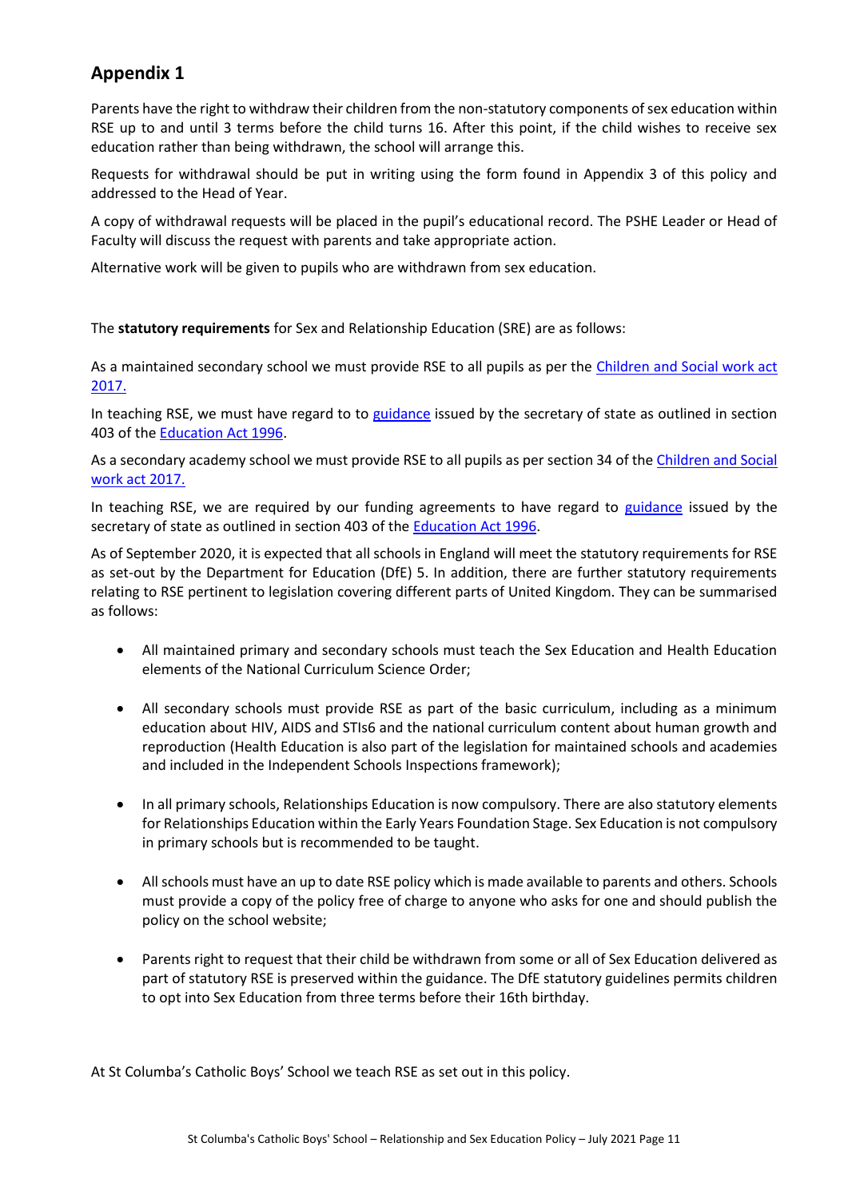## Appendix 1

Parents have the right to withdraw their children from the non-statutory components of sex education within RSE up to and until 3 terms before the child turns 16. After this point, if the child wishes to receive sex education rather than being withdrawn, the school will arrange this.

Requests for withdrawal should be put in writing using the form found in Appendix 3 of this policy and addressed to the Head of Year.

A copy of withdrawal requests will be placed in the pupil's educational record. The PSHE Leader or Head of Faculty will discuss the request with parents and take appropriate action.

Alternative work will be given to pupils who are withdrawn from sex education.

The **statutory requirements** for Sex and Relationship Education (SRE) are as follows:

As a maintained secondary school we must provide RSE to all pupils as per the [Children and Social work act 2017.]()

In teaching RSE, we must have regard to to [guidance]() issued by the secretary of state as outlined in section 403 of the [Education Act 1996]().

As a secondary academy school we must provide RSE to all pupils as per section 34 of the [Children and Social work act 2017.]()

In teaching RSE, we are required by our funding agreements to have regard to [guidance]() issued by the secretary of state as outlined in section 403 of the [Education Act 1996]().

As of September 2020, it is expected that all schools in England will meet the statutory requirements for RSE as set-out by the Department for Education (DfE) 5. In addition, there are further statutory requirements relating to RSE pertinent to legislation covering different parts of United Kingdom. They can be summarised as follows:

- All maintained primary and secondary schools must teach the Sex Education and Health Education elements of the National Curriculum Science Order;
- All secondary schools must provide RSE as part of the basic curriculum, including as a minimum education about HIV, AIDS and STIs6 and the national curriculum content about human growth and reproduction (Health Education is also part of the legislation for maintained schools and academies and included in the Independent Schools Inspections framework);
- In all primary schools, Relationships Education is now compulsory. There are also statutory elements for Relationships Education within the Early Years Foundation Stage. Sex Education is not compulsory in primary schools but is recommended to be taught.
- All schools must have an up to date RSE policy which is made available to parents and others. Schools must provide a copy of the policy free of charge to anyone who asks for one and should publish the policy on the school website;
- Parents right to request that their child be withdrawn from some or all of Sex Education delivered as part of statutory RSE is preserved within the guidance. The DfE statutory guidelines permits children to opt into Sex Education from three terms before their 16th birthday.

At St Columba's Catholic Boys' School we teach RSE as set out in this policy.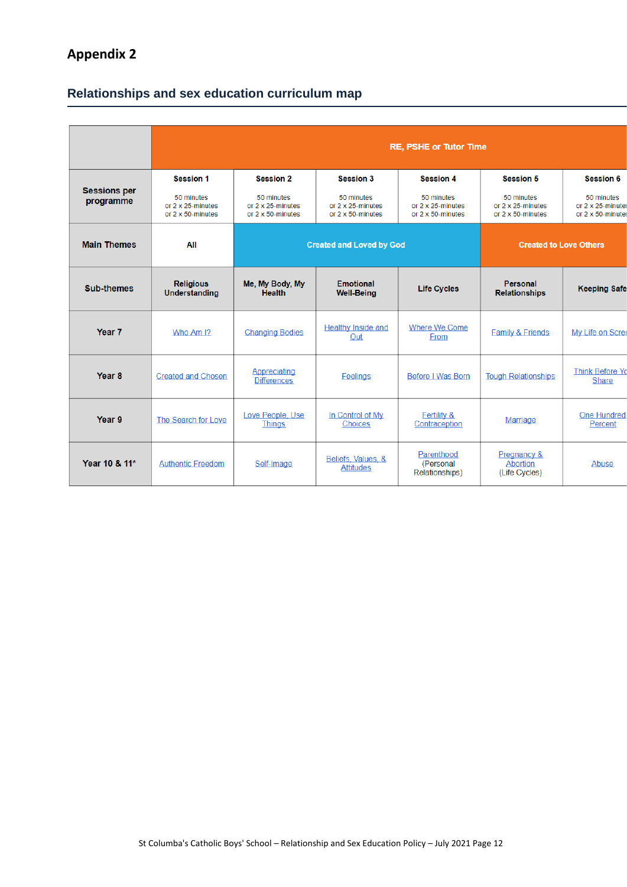# Appendix 2

## Relationships and sex education curriculum map

| | RE, PSHE or Tutor Time | | | | | |
|---|---|---|---|---|---|---|
| **Sessions per programme** | **Session 1**<br>50 minutes<br>or 2 x 25-minutes<br>or 2 x 50-minutes | **Session 2**<br>50 minutes<br>or 2 x 25-minutes<br>or 2 x 50-minutes | **Session 3**<br>50 minutes<br>or 2 x 25-minutes<br>or 2 x 50-minutes | **Session 4**<br>50 minutes<br>or 2 x 25-minutes<br>or 2 x 50-minutes | **Session 5**<br>50 minutes<br>or 2 x 25-minutes<br>or 2 x 50-minutes | **Session 6**<br>50 minutes<br>or 2 x 25-minutes<br>or 2 x 50-minutes |
| **Main Themes** | All | Created and Loved by God | | | Created to Love Others | |
| **Sub-themes** | **Religious Understanding** | **Me, My Body, My Health** | **Emotional Well-Being** | **Life Cycles** | **Personal Relationships** | **Keeping Safe** |
| **Year 7** | Who Am I? | Changing Bodies | Healthy Inside and Out | Where We Come From | Family & Friends | My Life on Scre |
| **Year 8** | Created and Chosen | Appreciating Differences | Feelings | Before I Was Born | Tough Relationships | Think Before Yo Share |
| **Year 9** | The Search for Love | Love People, Use Things | In Control of My Choices | Fertility & Contraception | Marriage | One Hundred Percent |
| **Year 10 & 11*** | Authentic Freedom | Self-Image | Beliefs, Values, & Attitudes | Parenthood (Personal Relationships) | Pregnancy & Abortion (Life Cycles) | Abuse |

St Columba's Catholic Boys' School – Relationship and Sex Education Policy – July 2021 Page 12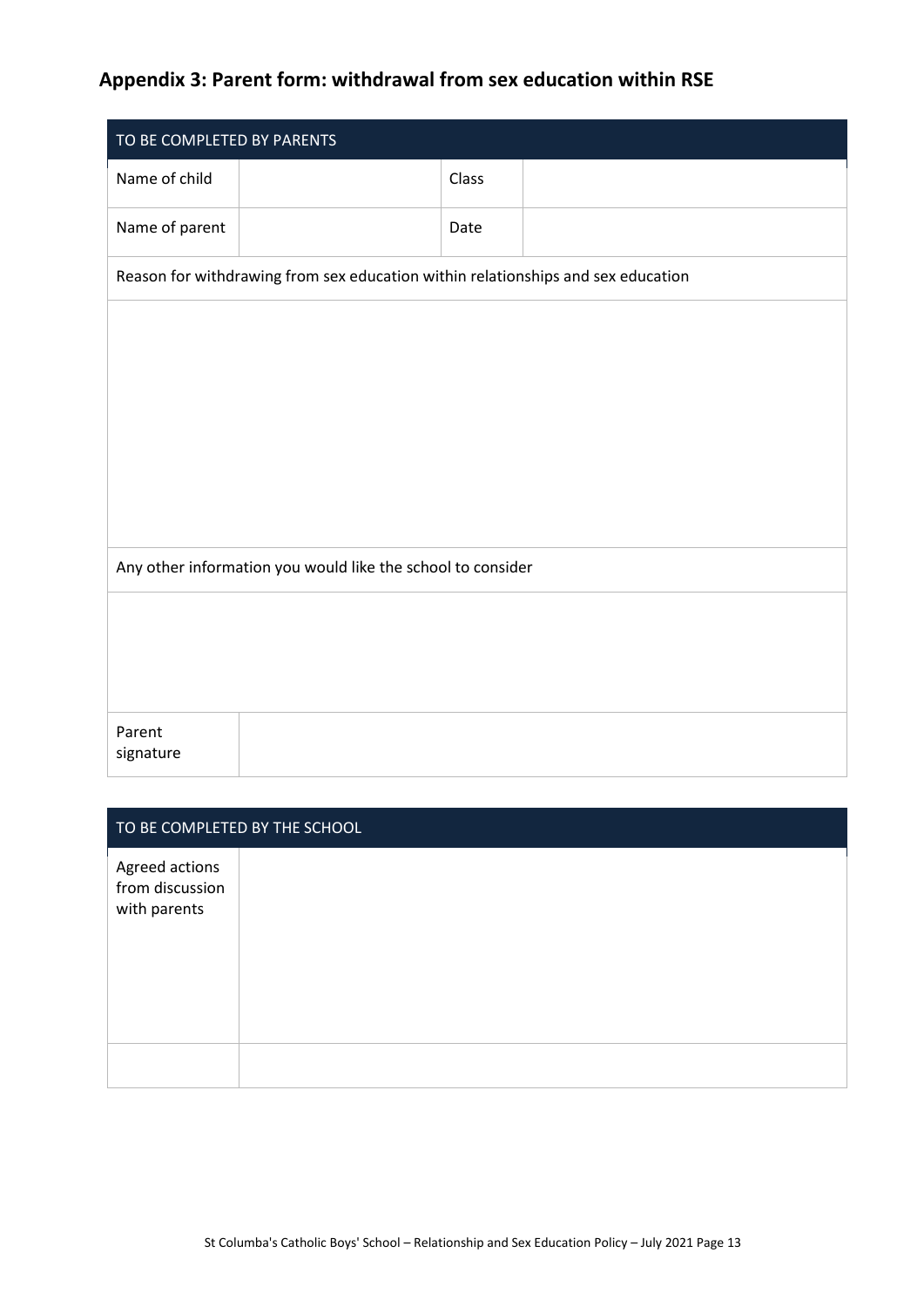## Appendix 3: Parent form: withdrawal from sex education within RSE

| TO BE COMPLETED BY PARENTS | | | |
|---|---|---|---|
| Name of child | | Class | |
| Name of parent | | Date | |
| Reason for withdrawing from sex education within relationships and sex education | | | |
| | | | |
| Any other information you would like the school to consider | | | |
| | | | |
| Parent signature | | | |

| TO BE COMPLETED BY THE SCHOOL | |
|---|---|
| Agreed actions from discussion with parents | |
| | |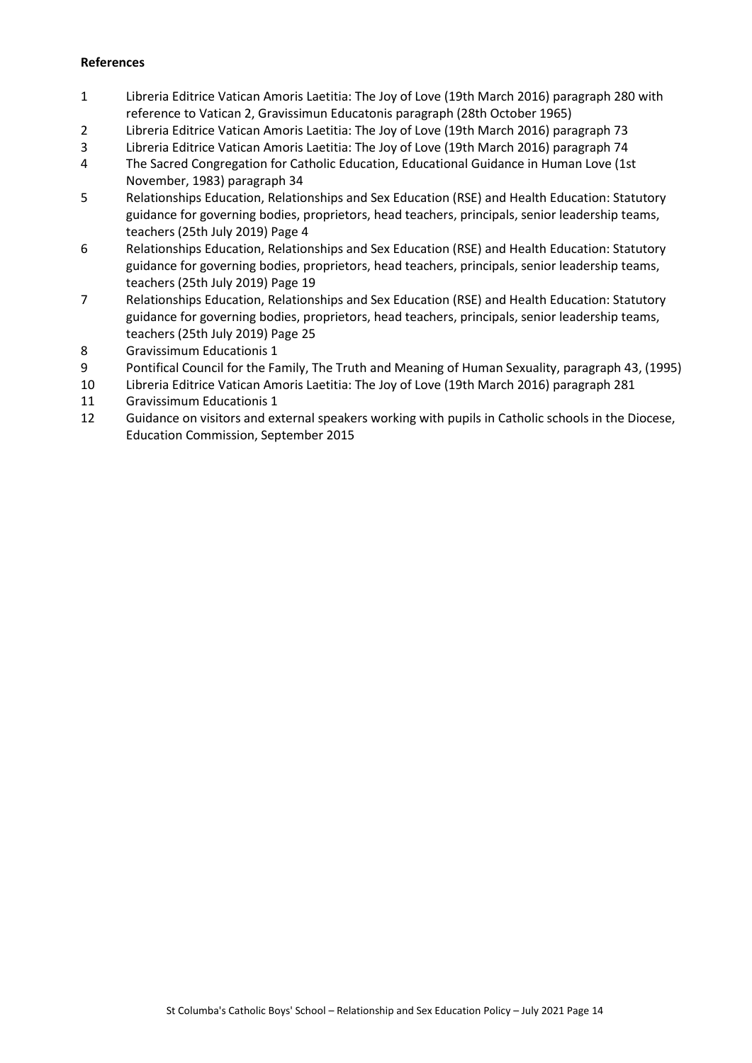**References**

1. Libreria Editrice Vatican Amoris Laetitia: The Joy of Love (19th March 2016) paragraph 280 with reference to Vatican 2, Gravissimun Educatonis paragraph (28th October 1965)
2. Libreria Editrice Vatican Amoris Laetitia: The Joy of Love (19th March 2016) paragraph 73
3. Libreria Editrice Vatican Amoris Laetitia: The Joy of Love (19th March 2016) paragraph 74
4. The Sacred Congregation for Catholic Education, Educational Guidance in Human Love (1st November, 1983) paragraph 34
5. Relationships Education, Relationships and Sex Education (RSE) and Health Education: Statutory guidance for governing bodies, proprietors, head teachers, principals, senior leadership teams, teachers (25th July 2019) Page 4
6. Relationships Education, Relationships and Sex Education (RSE) and Health Education: Statutory guidance for governing bodies, proprietors, head teachers, principals, senior leadership teams, teachers (25th July 2019) Page 19
7. Relationships Education, Relationships and Sex Education (RSE) and Health Education: Statutory guidance for governing bodies, proprietors, head teachers, principals, senior leadership teams, teachers (25th July 2019) Page 25
8. Gravissimum Educationis 1
9. Pontifical Council for the Family, The Truth and Meaning of Human Sexuality, paragraph 43, (1995)
10. Libreria Editrice Vatican Amoris Laetitia: The Joy of Love (19th March 2016) paragraph 281
11. Gravissimum Educationis 1
12. Guidance on visitors and external speakers working with pupils in Catholic schools in the Diocese, Education Commission, September 2015